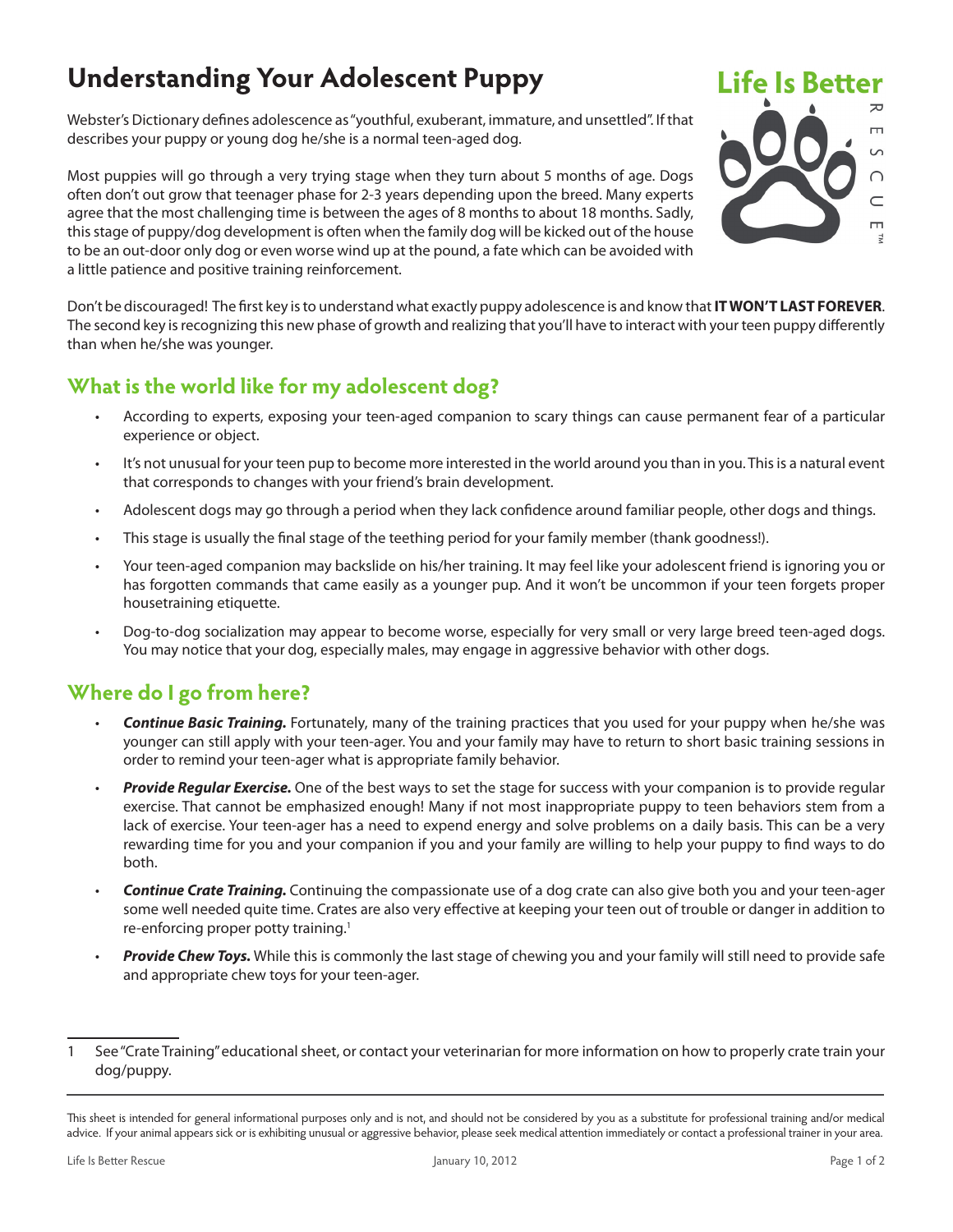# Understanding Your Adolescent Puppy

Life Is Better RESCUE™

Webster's Dictionary defines adolescence as "youthful, exuberant, immature, and unsettled". If that describes your puppy or young dog he/she is a normal teen-aged dog.

Most puppies will go through a very trying stage when they turn about 5 months of age. Dogs often don't out grow that teenager phase for 2-3 years depending upon the breed. Many experts agree that the most challenging time is between the ages of 8 months to about 18 months. Sadly, this stage of puppy/dog development is often when the family dog will be kicked out of the house to be an out-door only dog or even worse wind up at the pound, a fate which can be avoided with a little patience and positive training reinforcement.

Don't be discouraged! The first key is to understand what exactly puppy adolescence is and know that **IT WON'T LAST FOREVER**. The second key is recognizing this new phase of growth and realizing that you'll have to interact with your teen puppy differently than when he/she was younger.

## What is the world like for my adolescent dog?

- According to experts, exposing your teen-aged companion to scary things can cause permanent fear of a particular experience or object.
- It's not unusual for your teen pup to become more interested in the world around you than in you. This is a natural event that corresponds to changes with your friend's brain development.
- Adolescent dogs may go through a period when they lack confidence around familiar people, other dogs and things.
- This stage is usually the final stage of the teething period for your family member (thank goodness!).
- Your teen-aged companion may backslide on his/her training. It may feel like your adolescent friend is ignoring you or has forgotten commands that came easily as a younger pup. And it won't be uncommon if your teen forgets proper housetraining etiquette.
- Dog-to-dog socialization may appear to become worse, especially for very small or very large breed teen-aged dogs. You may notice that your dog, especially males, may engage in aggressive behavior with other dogs.

## Where do I go from here?

- ***Continue Basic Training.*** Fortunately, many of the training practices that you used for your puppy when he/she was younger can still apply with your teen-ager. You and your family may have to return to short basic training sessions in order to remind your teen-ager what is appropriate family behavior.
- ***Provide Regular Exercise.*** One of the best ways to set the stage for success with your companion is to provide regular exercise. That cannot be emphasized enough! Many if not most inappropriate puppy to teen behaviors stem from a lack of exercise. Your teen-ager has a need to expend energy and solve problems on a daily basis. This can be a very rewarding time for you and your companion if you and your family are willing to help your puppy to find ways to do both.
- ***Continue Crate Training.*** Continuing the compassionate use of a dog crate can also give both you and your teen-ager some well needed quite time. Crates are also very effective at keeping your teen out of trouble or danger in addition to re-enforcing proper potty training.[1]
- ***Provide Chew Toys.*** While this is commonly the last stage of chewing you and your family will still need to provide safe and appropriate chew toys for your teen-ager.

---

1 See "Crate Training" educational sheet, or contact your veterinarian for more information on how to properly crate train your dog/puppy.

---

This sheet is intended for general informational purposes only and is not, and should not be considered by you as a substitute for professional training and/or medical advice. If your animal appears sick or is exhibiting unusual or aggressive behavior, please seek medical attention immediately or contact a professional trainer in your area.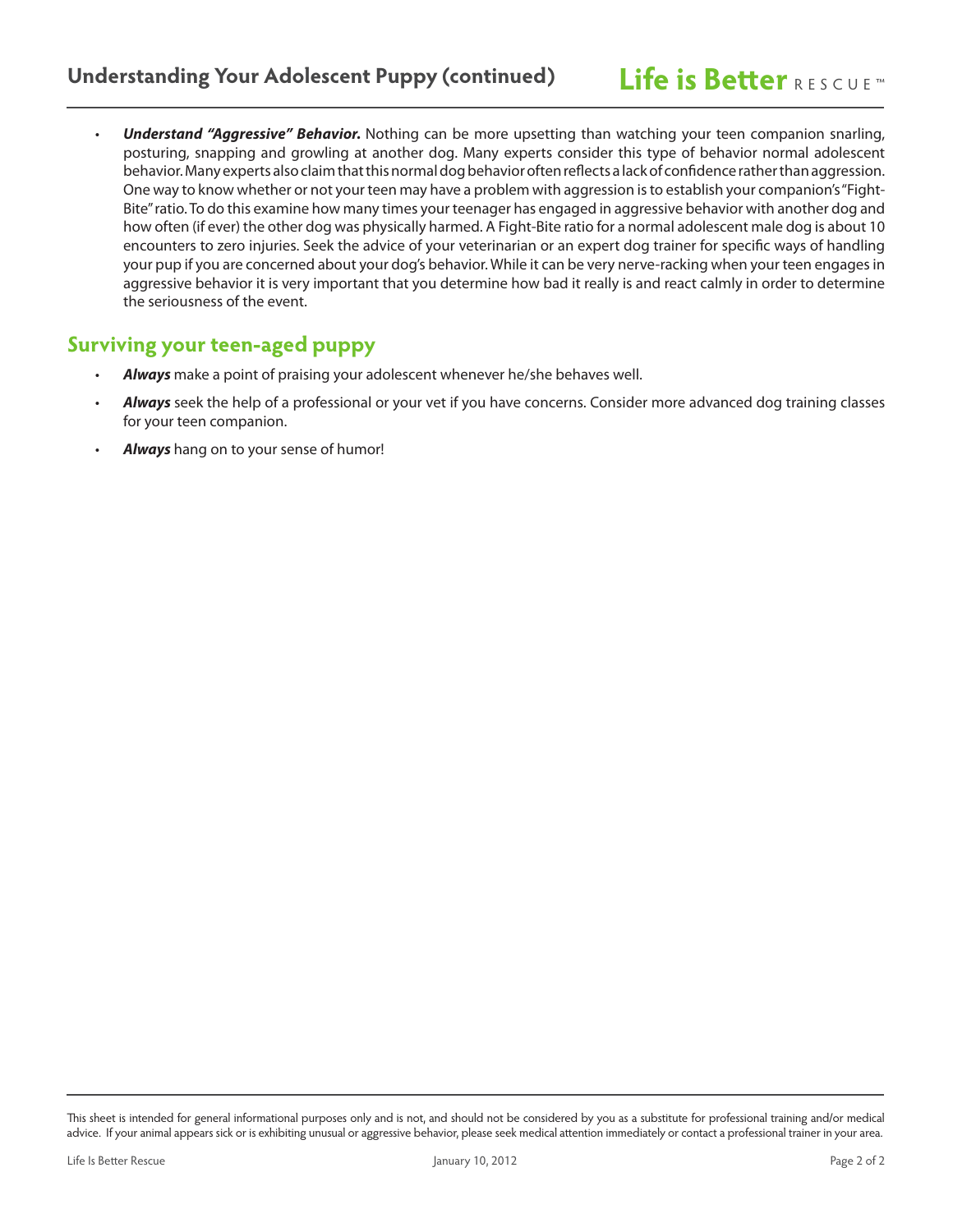- ***Understand "Aggressive" Behavior.*** Nothing can be more upsetting than watching your teen companion snarling, posturing, snapping and growling at another dog. Many experts consider this type of behavior normal adolescent behavior. Many experts also claim that this normal dog behavior often reflects a lack of confidence rather than aggression. One way to know whether or not your teen may have a problem with aggression is to establish your companion's "Fight-Bite" ratio. To do this examine how many times your teenager has engaged in aggressive behavior with another dog and how often (if ever) the other dog was physically harmed. A Fight-Bite ratio for a normal adolescent male dog is about 10 encounters to zero injuries. Seek the advice of your veterinarian or an expert dog trainer for specific ways of handling your pup if you are concerned about your dog's behavior. While it can be very nerve-racking when your teen engages in aggressive behavior it is very important that you determine how bad it really is and react calmly in order to determine the seriousness of the event.

## Surviving your teen-aged puppy

- ***Always*** make a point of praising your adolescent whenever he/she behaves well.
- ***Always*** seek the help of a professional or your vet if you have concerns. Consider more advanced dog training classes for your teen companion.
- ***Always*** hang on to your sense of humor!

This sheet is intended for general informational purposes only and is not, and should not be considered by you as a substitute for professional training and/or medical advice. If your animal appears sick or is exhibiting unusual or aggressive behavior, please seek medical attention immediately or contact a professional trainer in your area.